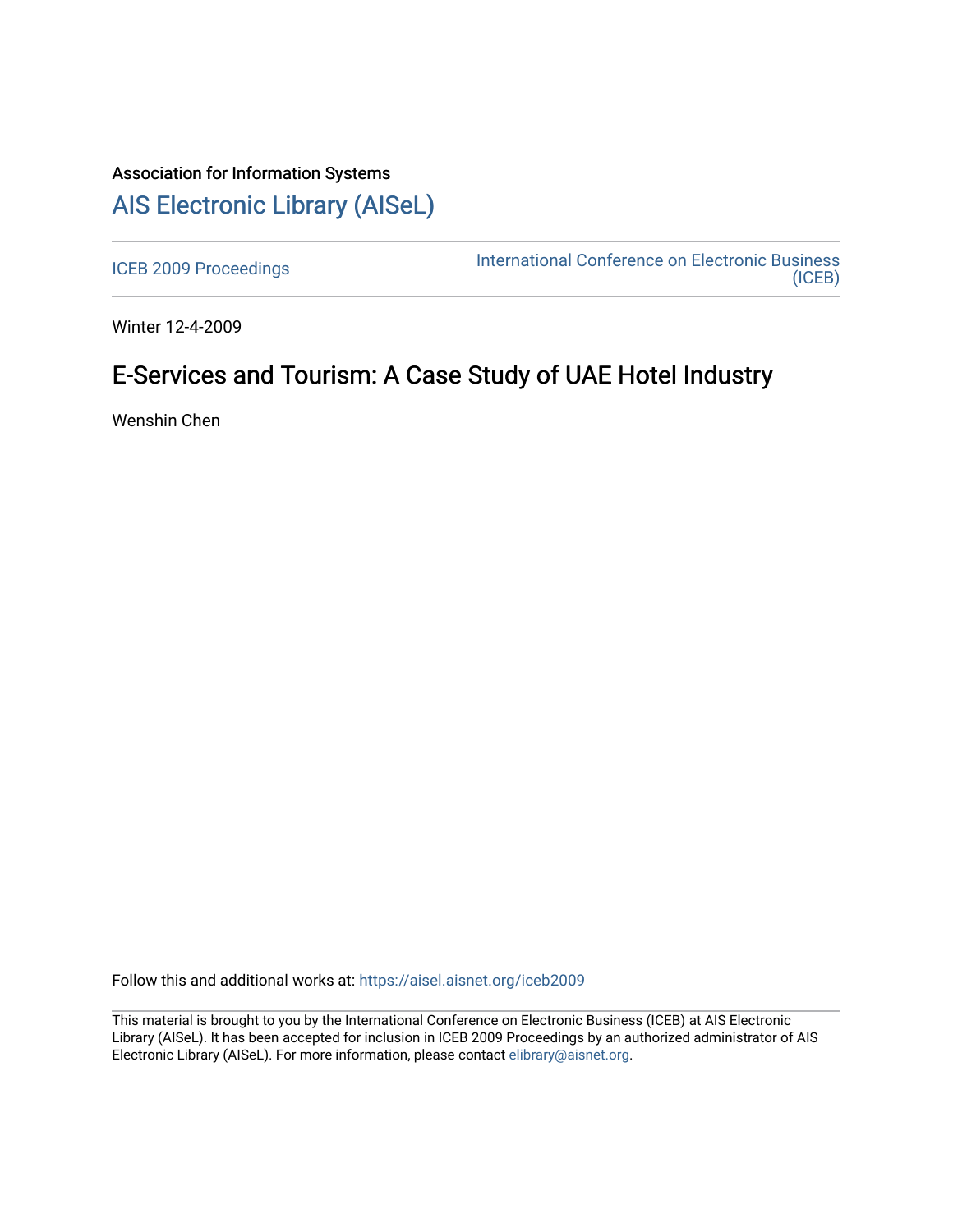Association for Information Systems

# AIS Electronic Library (AISeL)

ICEB 2009 Proceedings

International Conference on Electronic Business (ICEB)

Winter 12-4-2009

## E-Services and Tourism: A Case Study of UAE Hotel Industry

Wenshin Chen

Follow this and additional works at: https://aisel.aisnet.org/iceb2009

This material is brought to you by the International Conference on Electronic Business (ICEB) at AIS Electronic Library (AISeL). It has been accepted for inclusion in ICEB 2009 Proceedings by an authorized administrator of AIS Electronic Library (AISeL). For more information, please contact elibrary@aisnet.org.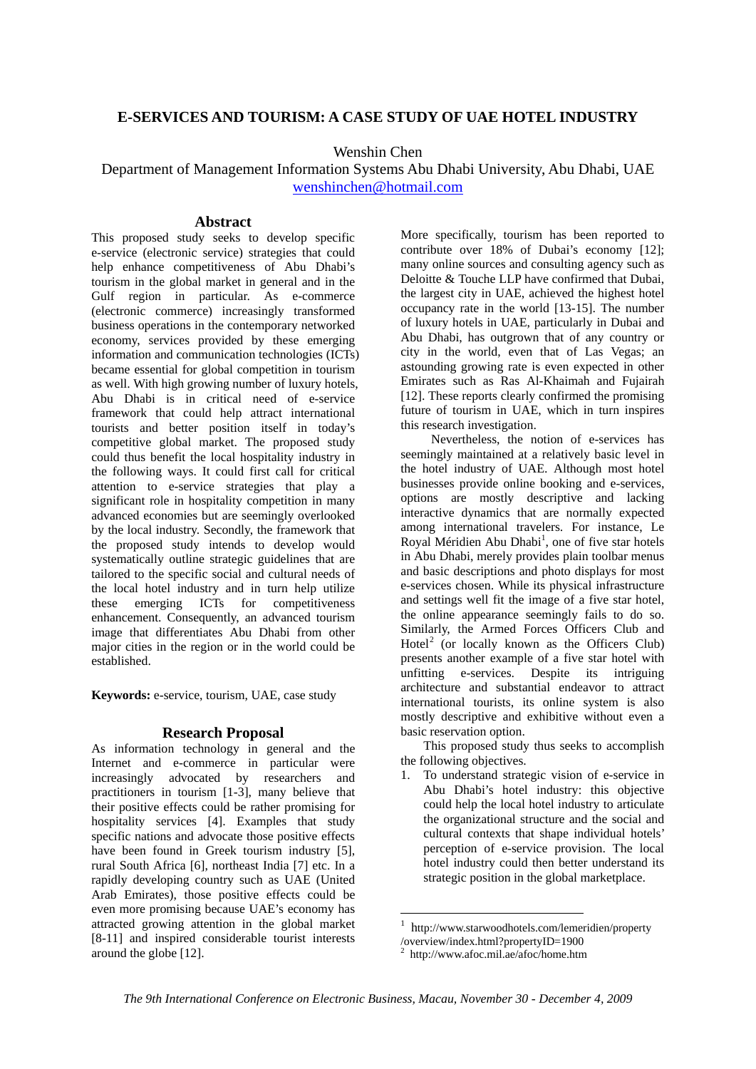# E-SERVICES AND TOURISM: A CASE STUDY OF UAE HOTEL INDUSTRY

Wenshin Chen

Department of Management Information Systems Abu Dhabi University, Abu Dhabi, UAE

wenshinchen@hotmail.com

## Abstract

This proposed study seeks to develop specific e-service (electronic service) strategies that could help enhance competitiveness of Abu Dhabi's tourism in the global market in general and in the Gulf region in particular. As e-commerce (electronic commerce) increasingly transformed business operations in the contemporary networked economy, services provided by these emerging information and communication technologies (ICTs) became essential for global competition in tourism as well. With high growing number of luxury hotels, Abu Dhabi is in critical need of e-service framework that could help attract international tourists and better position itself in today's competitive global market. The proposed study could thus benefit the local hospitality industry in the following ways. It could first call for critical attention to e-service strategies that play a significant role in hospitality competition in many advanced economies but are seemingly overlooked by the local industry. Secondly, the framework that the proposed study intends to develop would systematically outline strategic guidelines that are tailored to the specific social and cultural needs of the local hotel industry and in turn help utilize these emerging ICTs for competitiveness enhancement. Consequently, an advanced tourism image that differentiates Abu Dhabi from other major cities in the region or in the world could be established.

**Keywords:** e-service, tourism, UAE, case study

## Research Proposal

As information technology in general and the Internet and e-commerce in particular were increasingly advocated by researchers and practitioners in tourism [1-3], many believe that their positive effects could be rather promising for hospitality services [4]. Examples that study specific nations and advocate those positive effects have been found in Greek tourism industry [5], rural South Africa [6], northeast India [7] etc. In a rapidly developing country such as UAE (United Arab Emirates), those positive effects could be even more promising because UAE's economy has attracted growing attention in the global market [8-11] and inspired considerable tourist interests around the globe [12].

More specifically, tourism has been reported to contribute over 18% of Dubai's economy [12]; many online sources and consulting agency such as Deloitte & Touche LLP have confirmed that Dubai, the largest city in UAE, achieved the highest hotel occupancy rate in the world [13-15]. The number of luxury hotels in UAE, particularly in Dubai and Abu Dhabi, has outgrown that of any country or city in the world, even that of Las Vegas; an astounding growing rate is even expected in other Emirates such as Ras Al-Khaimah and Fujairah [12]. These reports clearly confirmed the promising future of tourism in UAE, which in turn inspires this research investigation.

Nevertheless, the notion of e-services has seemingly maintained at a relatively basic level in the hotel industry of UAE. Although most hotel businesses provide online booking and e-services, options are mostly descriptive and lacking interactive dynamics that are normally expected among international travelers. For instance, Le Royal Méridien Abu Dhabi[1], one of five star hotels in Abu Dhabi, merely provides plain toolbar menus and basic descriptions and photo displays for most e-services chosen. While its physical infrastructure and settings well fit the image of a five star hotel, the online appearance seemingly fails to do so. Similarly, the Armed Forces Officers Club and Hotel[2] (or locally known as the Officers Club) presents another example of a five star hotel with unfitting e-services. Despite its intriguing architecture and substantial endeavor to attract international tourists, its online system is also mostly descriptive and exhibitive without even a basic reservation option.

This proposed study thus seeks to accomplish the following objectives.

1. To understand strategic vision of e-service in Abu Dhabi's hotel industry: this objective could help the local hotel industry to articulate the organizational structure and the social and cultural contexts that shape individual hotels' perception of e-service provision. The local hotel industry could then better understand its strategic position in the global marketplace.

---

[1] http://www.starwoodhotels.com/lemeridien/property/overview/index.html?propertyID=1900

[2] http://www.afoc.mil.ae/afoc/home.htm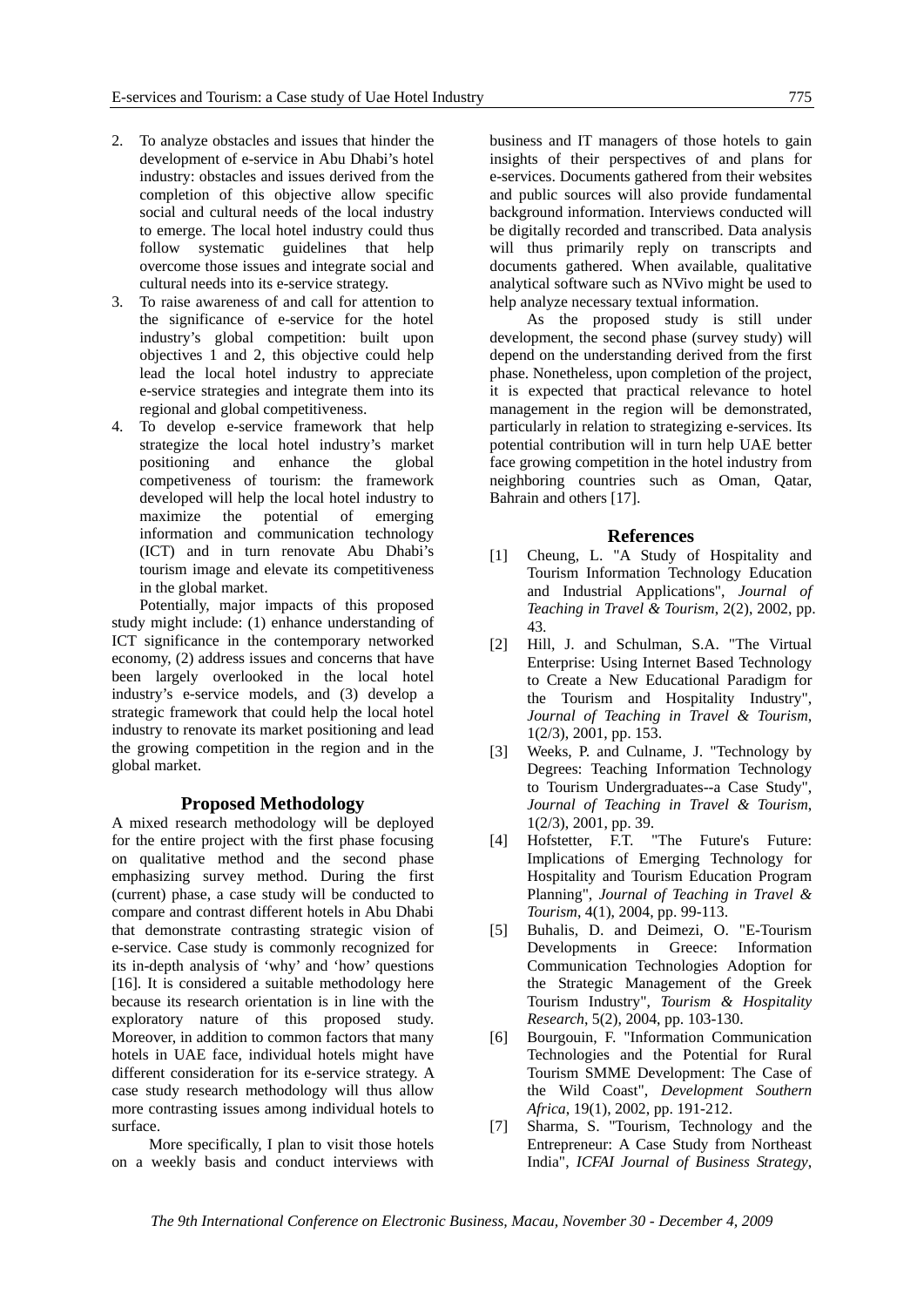2. To analyze obstacles and issues that hinder the development of e-service in Abu Dhabi's hotel industry: obstacles and issues derived from the completion of this objective allow specific social and cultural needs of the local industry to emerge. The local hotel industry could thus follow systematic guidelines that help overcome those issues and integrate social and cultural needs into its e-service strategy.
3. To raise awareness of and call for attention to the significance of e-service for the hotel industry's global competition: built upon objectives 1 and 2, this objective could help lead the local hotel industry to appreciate e-service strategies and integrate them into its regional and global competitiveness.
4. To develop e-service framework that help strategize the local hotel industry's market positioning and enhance the global competiveness of tourism: the framework developed will help the local hotel industry to maximize the potential of emerging information and communication technology (ICT) and in turn renovate Abu Dhabi's tourism image and elevate its competitiveness in the global market.

Potentially, major impacts of this proposed study might include: (1) enhance understanding of ICT significance in the contemporary networked economy, (2) address issues and concerns that have been largely overlooked in the local hotel industry's e-service models, and (3) develop a strategic framework that could help the local hotel industry to renovate its market positioning and lead the growing competition in the region and in the global market.

## Proposed Methodology

A mixed research methodology will be deployed for the entire project with the first phase focusing on qualitative method and the second phase emphasizing survey method. During the first (current) phase, a case study will be conducted to compare and contrast different hotels in Abu Dhabi that demonstrate contrasting strategic vision of e-service. Case study is commonly recognized for its in-depth analysis of 'why' and 'how' questions [16]. It is considered a suitable methodology here because its research orientation is in line with the exploratory nature of this proposed study. Moreover, in addition to common factors that many hotels in UAE face, individual hotels might have different consideration for its e-service strategy. A case study research methodology will thus allow more contrasting issues among individual hotels to surface.

More specifically, I plan to visit those hotels on a weekly basis and conduct interviews with business and IT managers of those hotels to gain insights of their perspectives of and plans for e-services. Documents gathered from their websites and public sources will also provide fundamental background information. Interviews conducted will be digitally recorded and transcribed. Data analysis will thus primarily reply on transcripts and documents gathered. When available, qualitative analytical software such as NVivo might be used to help analyze necessary textual information.

As the proposed study is still under development, the second phase (survey study) will depend on the understanding derived from the first phase. Nonetheless, upon completion of the project, it is expected that practical relevance to hotel management in the region will be demonstrated, particularly in relation to strategizing e-services. Its potential contribution will in turn help UAE better face growing competition in the hotel industry from neighboring countries such as Oman, Qatar, Bahrain and others [17].

## References

[1] Cheung, L. "A Study of Hospitality and Tourism Information Technology Education and Industrial Applications", *Journal of Teaching in Travel & Tourism*, 2(2), 2002, pp. 43.

[2] Hill, J. and Schulman, S.A. "The Virtual Enterprise: Using Internet Based Technology to Create a New Educational Paradigm for the Tourism and Hospitality Industry", *Journal of Teaching in Travel & Tourism*, 1(2/3), 2001, pp. 153.

[3] Weeks, P. and Culname, J. "Technology by Degrees: Teaching Information Technology to Tourism Undergraduates--a Case Study", *Journal of Teaching in Travel & Tourism*, 1(2/3), 2001, pp. 39.

[4] Hofstetter, F.T. "The Future's Future: Implications of Emerging Technology for Hospitality and Tourism Education Program Planning", *Journal of Teaching in Travel & Tourism*, 4(1), 2004, pp. 99-113.

[5] Buhalis, D. and Deimezi, O. "E-Tourism Developments in Greece: Information Communication Technologies Adoption for the Strategic Management of the Greek Tourism Industry", *Tourism & Hospitality Research*, 5(2), 2004, pp. 103-130.

[6] Bourgouin, F. "Information Communication Technologies and the Potential for Rural Tourism SMME Development: The Case of the Wild Coast", *Development Southern Africa*, 19(1), 2002, pp. 191-212.

[7] Sharma, S. "Tourism, Technology and the Entrepreneur: A Case Study from Northeast India", *ICFAI Journal of Business Strategy*,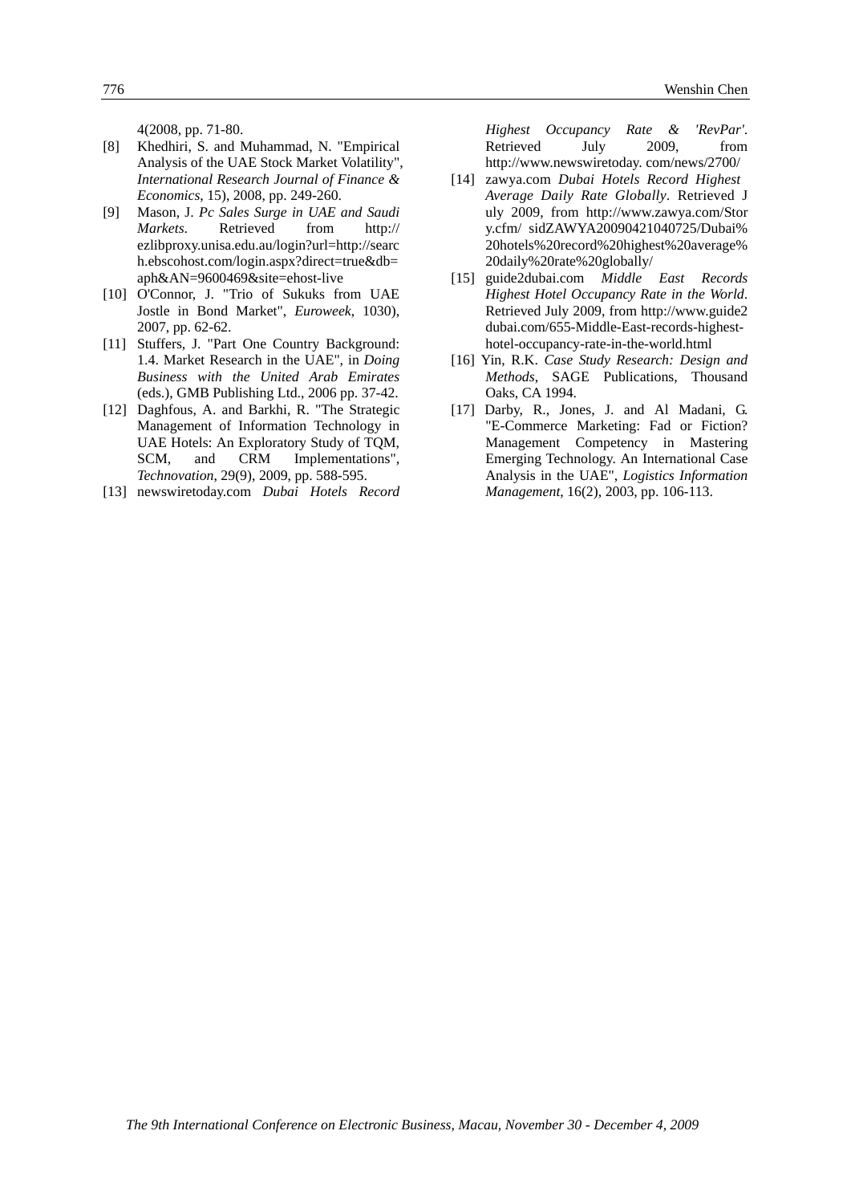4(2008, pp. 71-80.

[8] Khedhiri, S. and Muhammad, N. "Empirical Analysis of the UAE Stock Market Volatility", *International Research Journal of Finance & Economics*, 15), 2008, pp. 249-260.

[9] Mason, J. *Pc Sales Surge in UAE and Saudi Markets*. Retrieved from http:// ezlibproxy.unisa.edu.au/login?url=http://search.ebscohost.com/login.aspx?direct=true&db=aph&AN=9600469&site=ehost-live

[10] O'Connor, J. "Trio of Sukuks from UAE Jostle in Bond Market", *Euroweek*, 1030), 2007, pp. 62-62.

[11] Stuffers, J. "Part One Country Background: 1.4. Market Research in the UAE", in *Doing Business with the United Arab Emirates* (eds.), GMB Publishing Ltd., 2006 pp. 37-42.

[12] Daghfous, A. and Barkhi, R. "The Strategic Management of Information Technology in UAE Hotels: An Exploratory Study of TQM, SCM, and CRM Implementations", *Technovation*, 29(9), 2009, pp. 588-595.

[13] newswiretoday.com *Dubai Hotels Record Highest Occupancy Rate & 'RevPar'*. Retrieved July 2009, from http://www.newswiretoday. com/news/2700/

[14] zawya.com *Dubai Hotels Record Highest Average Daily Rate Globally*. Retrieved J uly 2009, from http://www.zawya.com/Story.cfm/ sidZAWYA20090421040725/Dubai%20hotels%20record%20highest%20average%20daily%20rate%20globally/

[15] guide2dubai.com *Middle East Records Highest Hotel Occupancy Rate in the World*. Retrieved July 2009, from http://www.guide2dubai.com/655-Middle-East-records-highest-hotel-occupancy-rate-in-the-world.html

[16] Yin, R.K. *Case Study Research: Design and Methods*, SAGE Publications, Thousand Oaks, CA 1994.

[17] Darby, R., Jones, J. and Al Madani, G. "E-Commerce Marketing: Fad or Fiction? Management Competency in Mastering Emerging Technology. An International Case Analysis in the UAE", *Logistics Information Management*, 16(2), 2003, pp. 106-113.